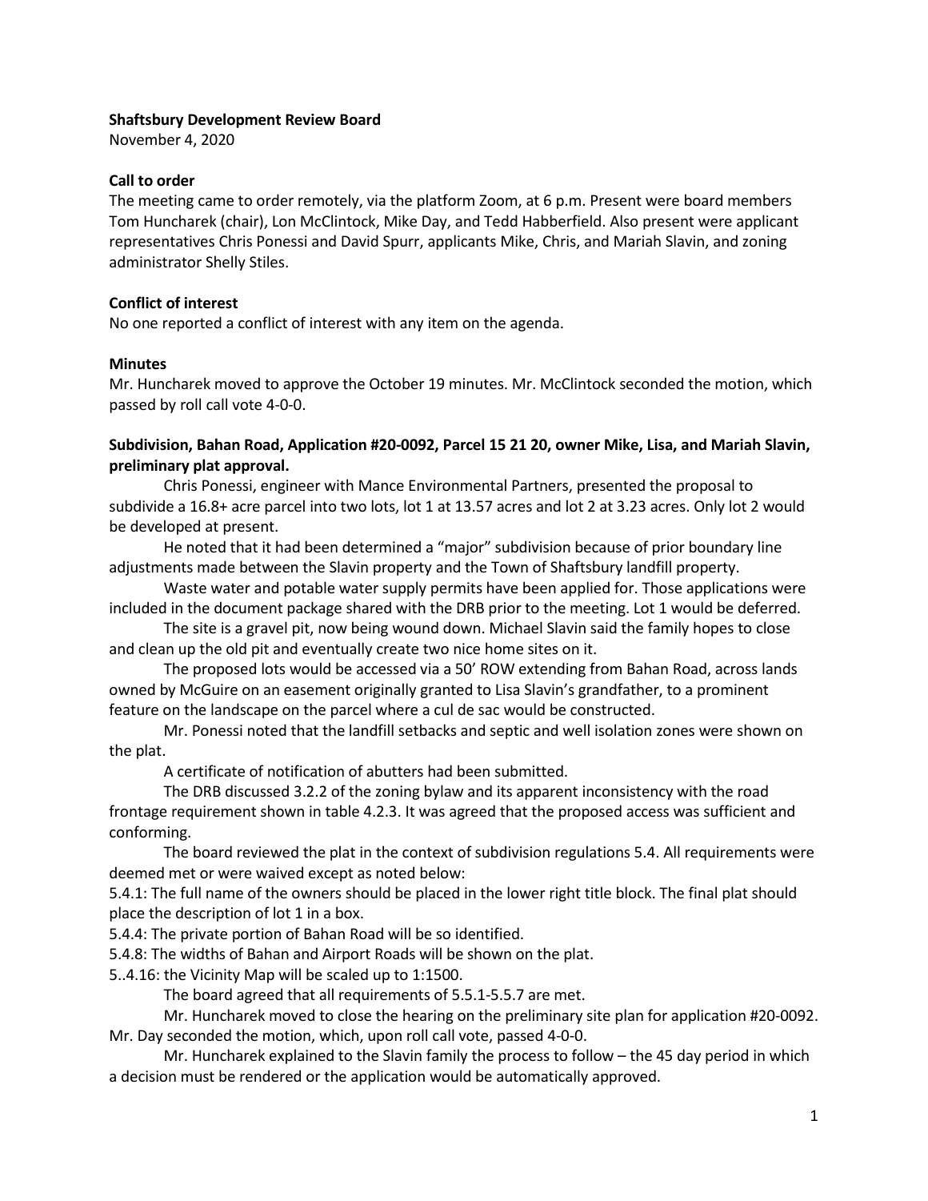**Shaftsbury Development Review Board**
November 4, 2020

**Call to order**
The meeting came to order remotely, via the platform Zoom, at 6 p.m. Present were board members Tom Huncharek (chair), Lon McClintock, Mike Day, and Tedd Habberfield. Also present were applicant representatives Chris Ponessi and David Spurr, applicants Mike, Chris, and Mariah Slavin, and zoning administrator Shelly Stiles.

**Conflict of interest**
No one reported a conflict of interest with any item on the agenda.

**Minutes**
Mr. Huncharek moved to approve the October 19 minutes. Mr. McClintock seconded the motion, which passed by roll call vote 4-0-0.

**Subdivision, Bahan Road, Application #20-0092, Parcel 15 21 20, owner Mike, Lisa, and Mariah Slavin, preliminary plat approval.**

Chris Ponessi, engineer with Mance Environmental Partners, presented the proposal to subdivide a 16.8+ acre parcel into two lots, lot 1 at 13.57 acres and lot 2 at 3.23 acres. Only lot 2 would be developed at present.

He noted that it had been determined a "major" subdivision because of prior boundary line adjustments made between the Slavin property and the Town of Shaftsbury landfill property.

Waste water and potable water supply permits have been applied for. Those applications were included in the document package shared with the DRB prior to the meeting. Lot 1 would be deferred.

The site is a gravel pit, now being wound down. Michael Slavin said the family hopes to close and clean up the old pit and eventually create two nice home sites on it.

The proposed lots would be accessed via a 50' ROW extending from Bahan Road, across lands owned by McGuire on an easement originally granted to Lisa Slavin's grandfather, to a prominent feature on the landscape on the parcel where a cul de sac would be constructed.

Mr. Ponessi noted that the landfill setbacks and septic and well isolation zones were shown on the plat.

A certificate of notification of abutters had been submitted.

The DRB discussed 3.2.2 of the zoning bylaw and its apparent inconsistency with the road frontage requirement shown in table 4.2.3. It was agreed that the proposed access was sufficient and conforming.

The board reviewed the plat in the context of subdivision regulations 5.4. All requirements were deemed met or were waived except as noted below:

5.4.1: The full name of the owners should be placed in the lower right title block. The final plat should place the description of lot 1 in a box.

5.4.4: The private portion of Bahan Road will be so identified.

5.4.8: The widths of Bahan and Airport Roads will be shown on the plat.

5..4.16: the Vicinity Map will be scaled up to 1:1500.

The board agreed that all requirements of 5.5.1-5.5.7 are met.

Mr. Huncharek moved to close the hearing on the preliminary site plan for application #20-0092. Mr. Day seconded the motion, which, upon roll call vote, passed 4-0-0.

Mr. Huncharek explained to the Slavin family the process to follow – the 45 day period in which a decision must be rendered or the application would be automatically approved.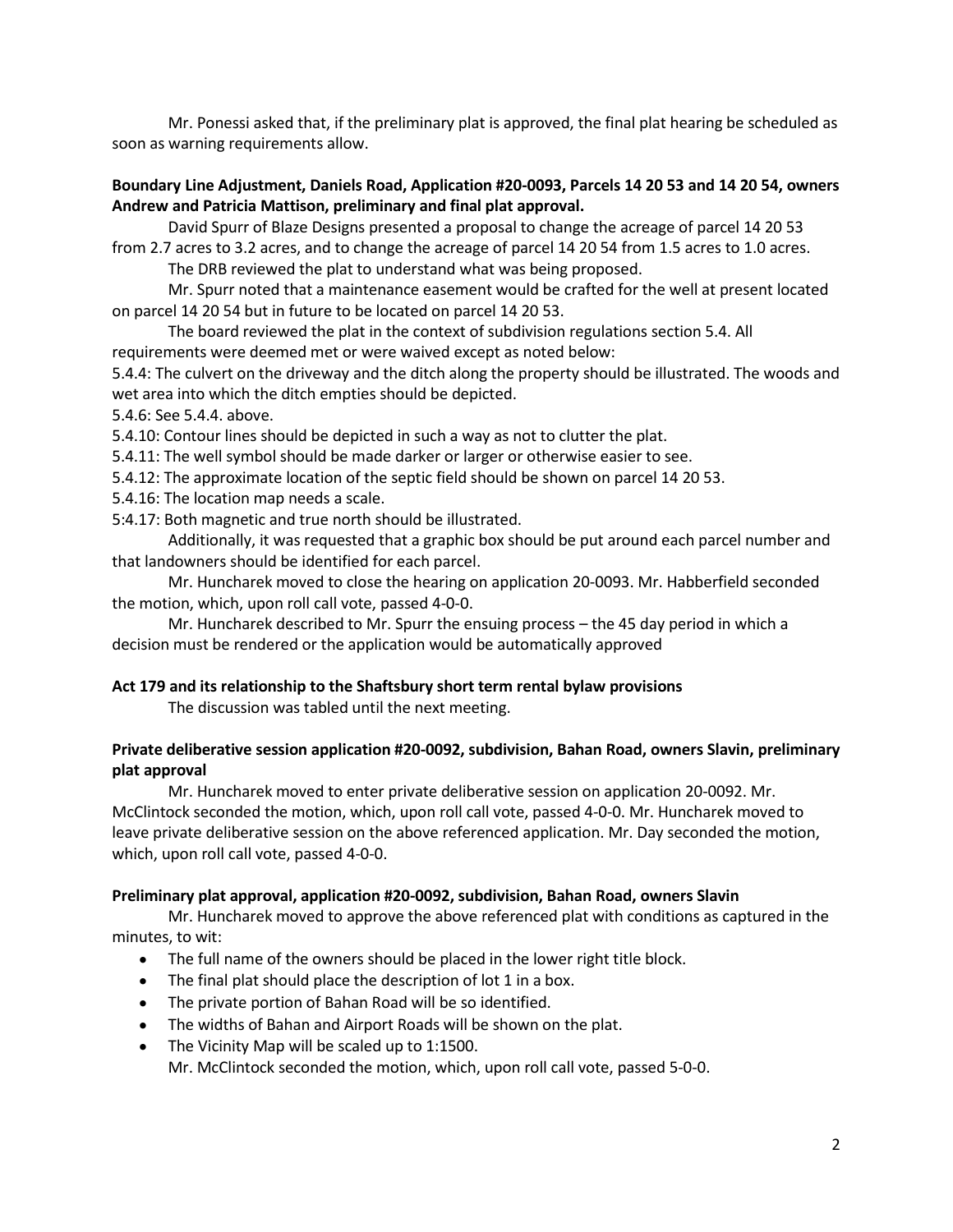Mr. Ponessi asked that, if the preliminary plat is approved, the final plat hearing be scheduled as soon as warning requirements allow.

**Boundary Line Adjustment, Daniels Road, Application #20-0093, Parcels 14 20 53 and 14 20 54, owners Andrew and Patricia Mattison, preliminary and final plat approval.**

David Spurr of Blaze Designs presented a proposal to change the acreage of parcel 14 20 53 from 2.7 acres to 3.2 acres, and to change the acreage of parcel 14 20 54 from 1.5 acres to 1.0 acres.

The DRB reviewed the plat to understand what was being proposed.

Mr. Spurr noted that a maintenance easement would be crafted for the well at present located on parcel 14 20 54 but in future to be located on parcel 14 20 53.

The board reviewed the plat in the context of subdivision regulations section 5.4. All requirements were deemed met or were waived except as noted below:

5.4.4: The culvert on the driveway and the ditch along the property should be illustrated. The woods and wet area into which the ditch empties should be depicted.

5.4.6: See 5.4.4. above.

5.4.10: Contour lines should be depicted in such a way as not to clutter the plat.

5.4.11: The well symbol should be made darker or larger or otherwise easier to see.

5.4.12: The approximate location of the septic field should be shown on parcel 14 20 53.

5.4.16: The location map needs a scale.

5:4.17: Both magnetic and true north should be illustrated.

Additionally, it was requested that a graphic box should be put around each parcel number and that landowners should be identified for each parcel.

Mr. Huncharek moved to close the hearing on application 20-0093. Mr. Habberfield seconded the motion, which, upon roll call vote, passed 4-0-0.

Mr. Huncharek described to Mr. Spurr the ensuing process – the 45 day period in which a decision must be rendered or the application would be automatically approved

**Act 179 and its relationship to the Shaftsbury short term rental bylaw provisions**

The discussion was tabled until the next meeting.

**Private deliberative session application #20-0092, subdivision, Bahan Road, owners Slavin, preliminary plat approval**

Mr. Huncharek moved to enter private deliberative session on application 20-0092. Mr. McClintock seconded the motion, which, upon roll call vote, passed 4-0-0. Mr. Huncharek moved to leave private deliberative session on the above referenced application. Mr. Day seconded the motion, which, upon roll call vote, passed 4-0-0.

**Preliminary plat approval, application #20-0092, subdivision, Bahan Road, owners Slavin**

Mr. Huncharek moved to approve the above referenced plat with conditions as captured in the minutes, to wit:

- The full name of the owners should be placed in the lower right title block.
- The final plat should place the description of lot 1 in a box.
- The private portion of Bahan Road will be so identified.
- The widths of Bahan and Airport Roads will be shown on the plat.
- The Vicinity Map will be scaled up to 1:1500.

Mr. McClintock seconded the motion, which, upon roll call vote, passed 5-0-0.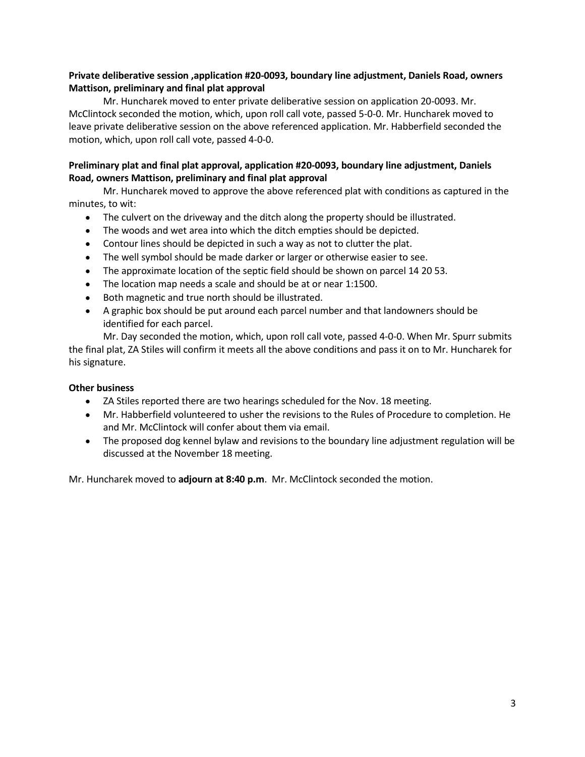**Private deliberative session ,application #20-0093, boundary line adjustment, Daniels Road, owners Mattison, preliminary and final plat approval**

Mr. Huncharek moved to enter private deliberative session on application 20-0093. Mr. McClintock seconded the motion, which, upon roll call vote, passed 5-0-0. Mr. Huncharek moved to leave private deliberative session on the above referenced application. Mr. Habberfield seconded the motion, which, upon roll call vote, passed 4-0-0.

**Preliminary plat and final plat approval, application #20-0093, boundary line adjustment, Daniels Road, owners Mattison, preliminary and final plat approval**

Mr. Huncharek moved to approve the above referenced plat with conditions as captured in the minutes, to wit:

- The culvert on the driveway and the ditch along the property should be illustrated.
- The woods and wet area into which the ditch empties should be depicted.
- Contour lines should be depicted in such a way as not to clutter the plat.
- The well symbol should be made darker or larger or otherwise easier to see.
- The approximate location of the septic field should be shown on parcel 14 20 53.
- The location map needs a scale and should be at or near 1:1500.
- Both magnetic and true north should be illustrated.
- A graphic box should be put around each parcel number and that landowners should be identified for each parcel.

Mr. Day seconded the motion, which, upon roll call vote, passed 4-0-0. When Mr. Spurr submits the final plat, ZA Stiles will confirm it meets all the above conditions and pass it on to Mr. Huncharek for his signature.

**Other business**

- ZA Stiles reported there are two hearings scheduled for the Nov. 18 meeting.
- Mr. Habberfield volunteered to usher the revisions to the Rules of Procedure to completion. He and Mr. McClintock will confer about them via email.
- The proposed dog kennel bylaw and revisions to the boundary line adjustment regulation will be discussed at the November 18 meeting.

Mr. Huncharek moved to **adjourn at 8:40 p.m**. Mr. McClintock seconded the motion.